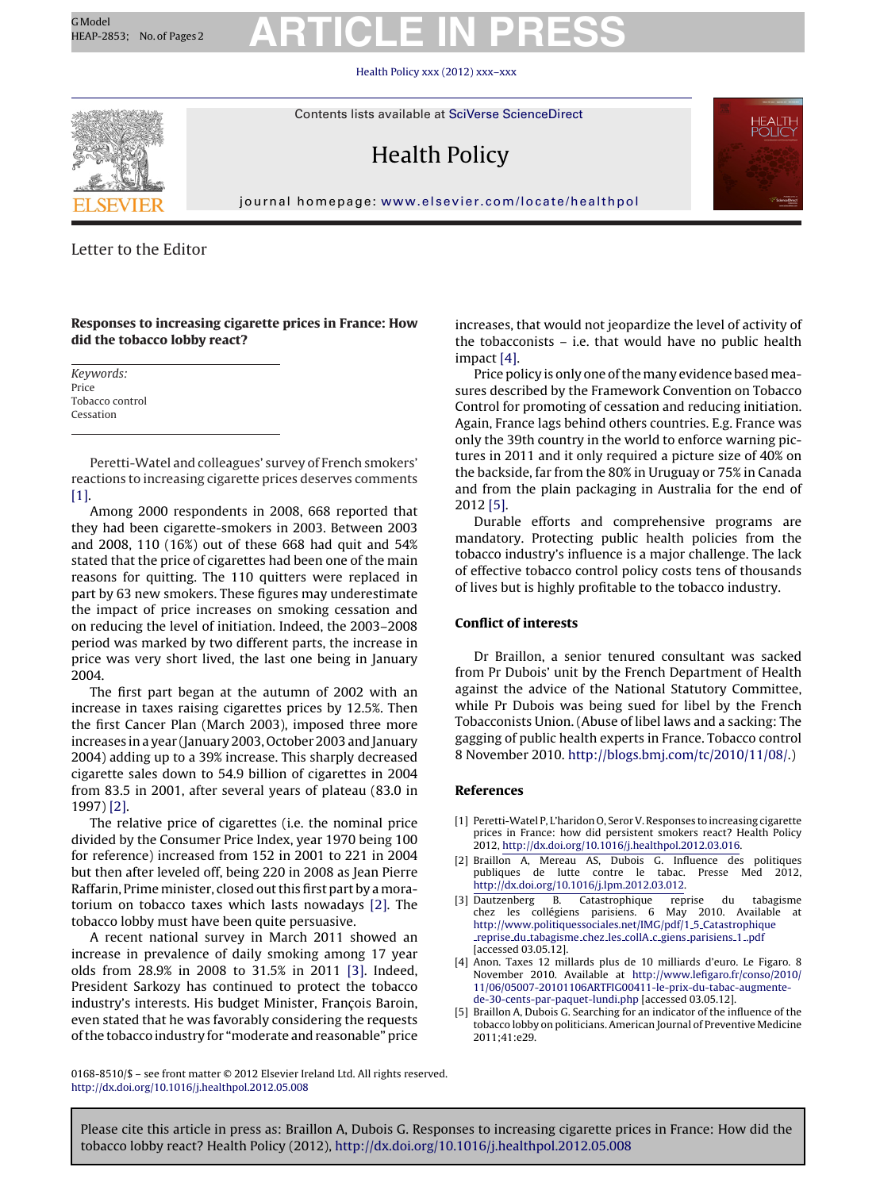Letter to the Editor

## Responses to increasing cigarette prices in France: How did the tobacco lobby react?

*Keywords:*
Price
Tobacco control
Cessation

Peretti-Watel and colleagues' survey of French smokers' reactions to increasing cigarette prices deserves comments [1].

Among 2000 respondents in 2008, 668 reported that they had been cigarette-smokers in 2003. Between 2003 and 2008, 110 (16%) out of these 668 had quit and 54% stated that the price of cigarettes had been one of the main reasons for quitting. The 110 quitters were replaced in part by 63 new smokers. These figures may underestimate the impact of price increases on smoking cessation and on reducing the level of initiation. Indeed, the 2003–2008 period was marked by two different parts, the increase in price was very short lived, the last one being in January 2004.

The first part began at the autumn of 2002 with an increase in taxes raising cigarettes prices by 12.5%. Then the first Cancer Plan (March 2003), imposed three more increases in a year (January 2003, October 2003 and January 2004) adding up to a 39% increase. This sharply decreased cigarette sales down to 54.9 billion of cigarettes in 2004 from 83.5 in 2001, after several years of plateau (83.0 in 1997) [2].

The relative price of cigarettes (i.e. the nominal price divided by the Consumer Price Index, year 1970 being 100 for reference) increased from 152 in 2001 to 221 in 2004 but then after leveled off, being 220 in 2008 as Jean Pierre Raffarin, Prime minister, closed out this first part by a moratorium on tobacco taxes which lasts nowadays [2]. The tobacco lobby must have been quite persuasive.

A recent national survey in March 2011 showed an increase in prevalence of daily smoking among 17 year olds from 28.9% in 2008 to 31.5% in 2011 [3]. Indeed, President Sarkozy has continued to protect the tobacco industry's interests. His budget Minister, François Baroin, even stated that he was favorably considering the requests of the tobacco industry for "moderate and reasonable" price increases, that would not jeopardize the level of activity of the tobacconists – i.e. that would have no public health impact [4].

Price policy is only one of the many evidence based measures described by the Framework Convention on Tobacco Control for promoting of cessation and reducing initiation. Again, France lags behind others countries. E.g. France was only the 39th country in the world to enforce warning pictures in 2011 and it only required a picture size of 40% on the backside, far from the 80% in Uruguay or 75% in Canada and from the plain packaging in Australia for the end of 2012 [5].

Durable efforts and comprehensive programs are mandatory. Protecting public health policies from the tobacco industry's influence is a major challenge. The lack of effective tobacco control policy costs tens of thousands of lives but is highly profitable to the tobacco industry.

### Conflict of interests

Dr Braillon, a senior tenured consultant was sacked from Pr Dubois' unit by the French Department of Health against the advice of the National Statutory Committee, while Pr Dubois was being sued for libel by the French Tobacconists Union. (Abuse of libel laws and a sacking: The gagging of public health experts in France. Tobacco control 8 November 2010. http://blogs.bmj.com/tc/2010/11/08/.)

### References

[1] Peretti-Watel P, L'haridon O, Seror V. Responses to increasing cigarette prices in France: how did persistent smokers react? Health Policy 2012, http://dx.doi.org/10.1016/j.healthpol.2012.03.016.

[2] Braillon A, Mereau AS, Dubois G. Influence des politiques publiques de lutte contre le tabac. Presse Med 2012, http://dx.doi.org/10.1016/j.lpm.2012.03.012.

[3] Dautzenberg B. Catastrophique reprise du tabagisme chez les collégiens parisiens. 6 May 2010. Available at http://www.politiquessociales.net/IMG/pdf/1_5_Catastrophique_reprise_du_tabagisme_chez_les_collA_c_giens_parisiens_1_.pdf [accessed 03.05.12].

[4] Anon. Taxes 12 millards plus de 10 milliards d'euro. Le Figaro. 8 November 2010. Available at http://www.lefigaro.fr/conso/2010/11/06/05007-20101106ARTFIG00411-le-prix-du-tabac-augmente-de-30-cents-par-paquet-lundi.php [accessed 03.05.12].

[5] Braillon A, Dubois G. Searching for an indicator of the influence of the tobacco lobby on politicians. American Journal of Preventive Medicine 2011;41:e29.

0168-8510/$ – see front matter © 2012 Elsevier Ireland Ltd. All rights reserved.
http://dx.doi.org/10.1016/j.healthpol.2012.05.008

Please cite this article in press as: Braillon A, Dubois G. Responses to increasing cigarette prices in France: How did the tobacco lobby react? Health Policy (2012), http://dx.doi.org/10.1016/j.healthpol.2012.05.008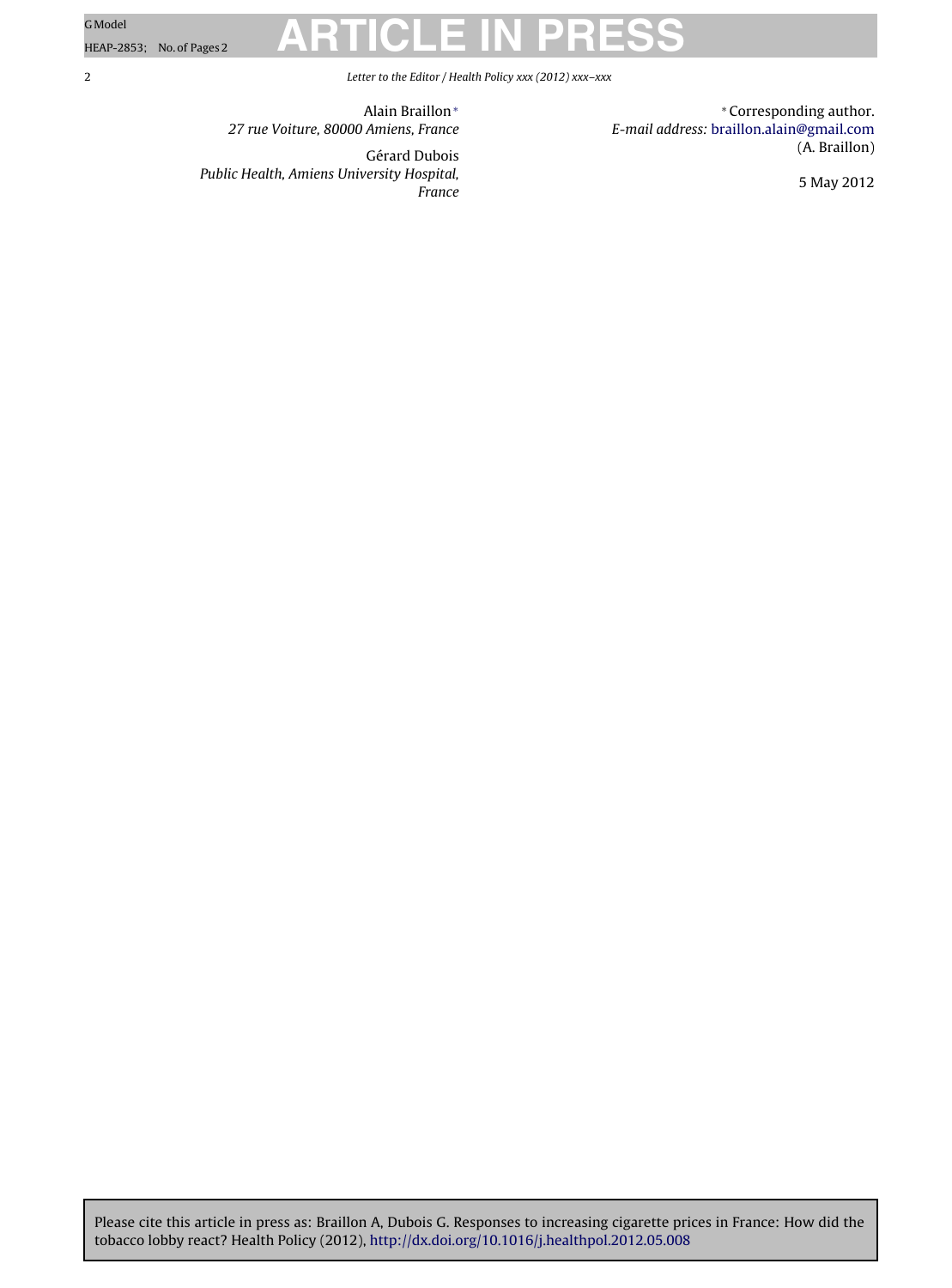Alain Braillon*
*27 rue Voiture, 80000 Amiens, France*

Gérard Dubois
*Public Health, Amiens University Hospital, France*

* Corresponding author.
*E-mail address:* braillon.alain@gmail.com (A. Braillon)

5 May 2012

Please cite this article in press as: Braillon A, Dubois G. Responses to increasing cigarette prices in France: How did the tobacco lobby react? Health Policy (2012), http://dx.doi.org/10.1016/j.healthpol.2012.05.008